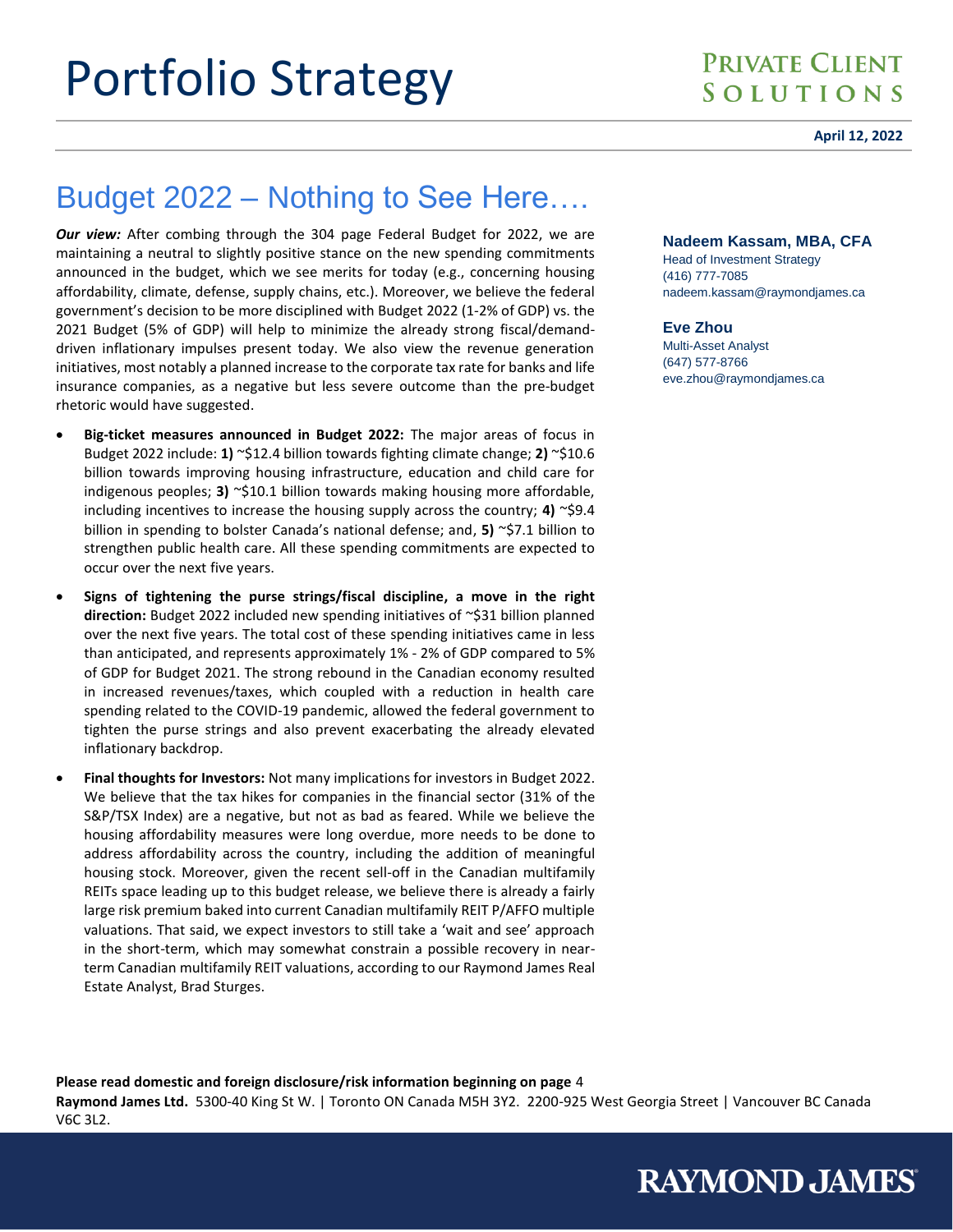# Portfolio Strategy

**PRIVATE CLIENT SOLUTIONS**

**April 12, 2022**

## Budget 2022 – Nothing to See Here….

**Nadeem Kassam, MBA, CFA**
Head of Investment Strategy
(416) 777-7085
nadeem.kassam@raymondjames.ca

**Eve Zhou**
Multi-Asset Analyst
(647) 577-8766
eve.zhou@raymondjames.ca

***Our view:*** After combing through the 304 page Federal Budget for 2022, we are maintaining a neutral to slightly positive stance on the new spending commitments announced in the budget, which we see merits for today (e.g., concerning housing affordability, climate, defense, supply chains, etc.). Moreover, we believe the federal government's decision to be more disciplined with Budget 2022 (1-2% of GDP) vs. the 2021 Budget (5% of GDP) will help to minimize the already strong fiscal/demand-driven inflationary impulses present today. We also view the revenue generation initiatives, most notably a planned increase to the corporate tax rate for banks and life insurance companies, as a negative but less severe outcome than the pre-budget rhetoric would have suggested.

- **Big-ticket measures announced in Budget 2022:** The major areas of focus in Budget 2022 include: **1)** ~$12.4 billion towards fighting climate change; **2)** ~$10.6 billion towards improving housing infrastructure, education and child care for indigenous peoples; **3)** ~$10.1 billion towards making housing more affordable, including incentives to increase the housing supply across the country; **4)** ~$9.4 billion in spending to bolster Canada's national defense; and, **5)** ~$7.1 billion to strengthen public health care. All these spending commitments are expected to occur over the next five years.
- **Signs of tightening the purse strings/fiscal discipline, a move in the right direction:** Budget 2022 included new spending initiatives of ~$31 billion planned over the next five years. The total cost of these spending initiatives came in less than anticipated, and represents approximately 1% - 2% of GDP compared to 5% of GDP for Budget 2021. The strong rebound in the Canadian economy resulted in increased revenues/taxes, which coupled with a reduction in health care spending related to the COVID-19 pandemic, allowed the federal government to tighten the purse strings and also prevent exacerbating the already elevated inflationary backdrop.
- **Final thoughts for Investors:** Not many implications for investors in Budget 2022. We believe that the tax hikes for companies in the financial sector (31% of the S&P/TSX Index) are a negative, but not as bad as feared. While we believe the housing affordability measures were long overdue, more needs to be done to address affordability across the country, including the addition of meaningful housing stock. Moreover, given the recent sell-off in the Canadian multifamily REITs space leading up to this budget release, we believe there is already a fairly large risk premium baked into current Canadian multifamily REIT P/AFFO multiple valuations. That said, we expect investors to still take a 'wait and see' approach in the short-term, which may somewhat constrain a possible recovery in near-term Canadian multifamily REIT valuations, according to our Raymond James Real Estate Analyst, Brad Sturges.

**Please read domestic and foreign disclosure/risk information beginning on page** 4
**Raymond James Ltd.** 5300-40 King St W. | Toronto ON Canada M5H 3Y2. 2200-925 West Georgia Street | Vancouver BC Canada V6C 3L2.

**RAYMOND JAMES**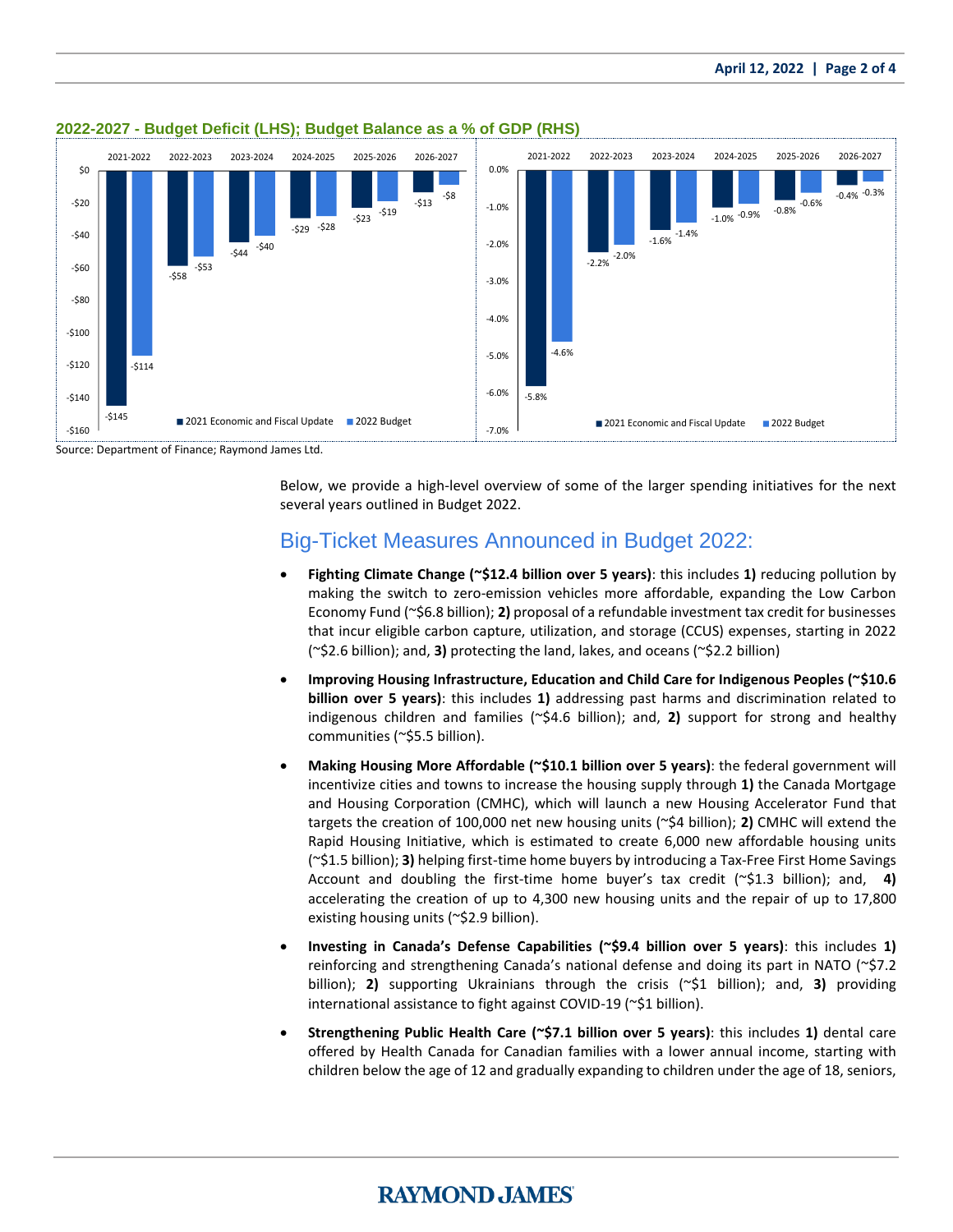**2022-2027 - Budget Deficit (LHS); Budget Balance as a % of GDP (RHS)**

| | 2021-2022 | 2022-2023 | 2023-2024 | 2024-2025 | 2025-2026 | 2026-2027 |
|---|---|---|---|---|---|---|
| Budget Deficit – 2021 Economic and Fiscal Update | -$145 | -$58 | -$44 | -$29 | -$23 | -$13 |
| Budget Deficit – 2022 Budget | -$114 | -$53 | -$40 | -$28 | -$19 | -$8 |
| Budget Balance as % of GDP – 2021 Economic and Fiscal Update | -5.8% | -2.2% | -1.6% | -1.0% | -0.8% | -0.4% |
| Budget Balance as % of GDP – 2022 Budget | -4.6% | -2.0% | -1.4% | -0.9% | -0.6% | -0.3% |

Source: Department of Finance; Raymond James Ltd.

Below, we provide a high-level overview of some of the larger spending initiatives for the next several years outlined in Budget 2022.

## Big-Ticket Measures Announced in Budget 2022:

- **Fighting Climate Change (~$12.4 billion over 5 years)**: this includes **1)** reducing pollution by making the switch to zero-emission vehicles more affordable, expanding the Low Carbon Economy Fund (~$6.8 billion); **2)** proposal of a refundable investment tax credit for businesses that incur eligible carbon capture, utilization, and storage (CCUS) expenses, starting in 2022 (~$2.6 billion); and, **3)** protecting the land, lakes, and oceans (~$2.2 billion)

- **Improving Housing Infrastructure, Education and Child Care for Indigenous Peoples (~$10.6 billion over 5 years)**: this includes **1)** addressing past harms and discrimination related to indigenous children and families (~$4.6 billion); and, **2)** support for strong and healthy communities (~$5.5 billion).

- **Making Housing More Affordable (~$10.1 billion over 5 years)**: the federal government will incentivize cities and towns to increase the housing supply through **1)** the Canada Mortgage and Housing Corporation (CMHC), which will launch a new Housing Accelerator Fund that targets the creation of 100,000 net new housing units (~$4 billion); **2)** CMHC will extend the Rapid Housing Initiative, which is estimated to create 6,000 new affordable housing units (~$1.5 billion); **3)** helping first-time home buyers by introducing a Tax-Free First Home Savings Account and doubling the first-time home buyer's tax credit (~$1.3 billion); and, **4)** accelerating the creation of up to 4,300 new housing units and the repair of up to 17,800 existing housing units (~$2.9 billion).

- **Investing in Canada's Defense Capabilities (~$9.4 billion over 5 years)**: this includes **1)** reinforcing and strengthening Canada's national defense and doing its part in NATO (~$7.2 billion); **2)** supporting Ukrainians through the crisis (~$1 billion); and, **3)** providing international assistance to fight against COVID-19 (~$1 billion).

- **Strengthening Public Health Care (~$7.1 billion over 5 years)**: this includes **1)** dental care offered by Health Canada for Canadian families with a lower annual income, starting with children below the age of 12 and gradually expanding to children under the age of 18, seniors,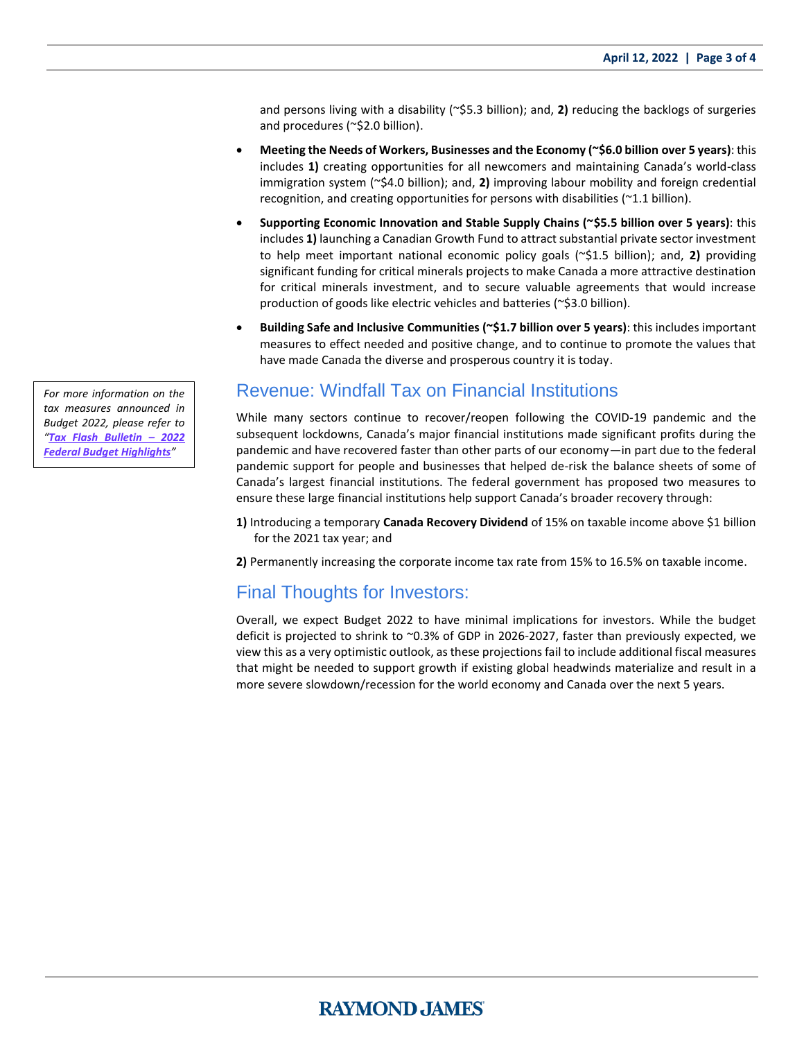and persons living with a disability (~$5.3 billion); and, **2)** reducing the backlogs of surgeries and procedures (~$2.0 billion).

- **Meeting the Needs of Workers, Businesses and the Economy (~$6.0 billion over 5 years)**: this includes **1)** creating opportunities for all newcomers and maintaining Canada's world-class immigration system (~$4.0 billion); and, **2)** improving labour mobility and foreign credential recognition, and creating opportunities for persons with disabilities (~1.1 billion).
- **Supporting Economic Innovation and Stable Supply Chains (~$5.5 billion over 5 years)**: this includes **1)** launching a Canadian Growth Fund to attract substantial private sector investment to help meet important national economic policy goals (~$1.5 billion); and, **2)** providing significant funding for critical minerals projects to make Canada a more attractive destination for critical minerals investment, and to secure valuable agreements that would increase production of goods like electric vehicles and batteries (~$3.0 billion).
- **Building Safe and Inclusive Communities (~$1.7 billion over 5 years)**: this includes important measures to effect needed and positive change, and to continue to promote the values that have made Canada the diverse and prosperous country it is today.

*For more information on the tax measures announced in Budget 2022, please refer to "**Tax Flash Bulletin – 2022 Federal Budget Highlights**"*

## Revenue: Windfall Tax on Financial Institutions

While many sectors continue to recover/reopen following the COVID-19 pandemic and the subsequent lockdowns, Canada's major financial institutions made significant profits during the pandemic and have recovered faster than other parts of our economy—in part due to the federal pandemic support for people and businesses that helped de-risk the balance sheets of some of Canada's largest financial institutions. The federal government has proposed two measures to ensure these large financial institutions help support Canada's broader recovery through:

**1)** Introducing a temporary **Canada Recovery Dividend** of 15% on taxable income above $1 billion for the 2021 tax year; and

**2)** Permanently increasing the corporate income tax rate from 15% to 16.5% on taxable income.

## Final Thoughts for Investors:

Overall, we expect Budget 2022 to have minimal implications for investors. While the budget deficit is projected to shrink to ~0.3% of GDP in 2026-2027, faster than previously expected, we view this as a very optimistic outlook, as these projections fail to include additional fiscal measures that might be needed to support growth if existing global headwinds materialize and result in a more severe slowdown/recession for the world economy and Canada over the next 5 years.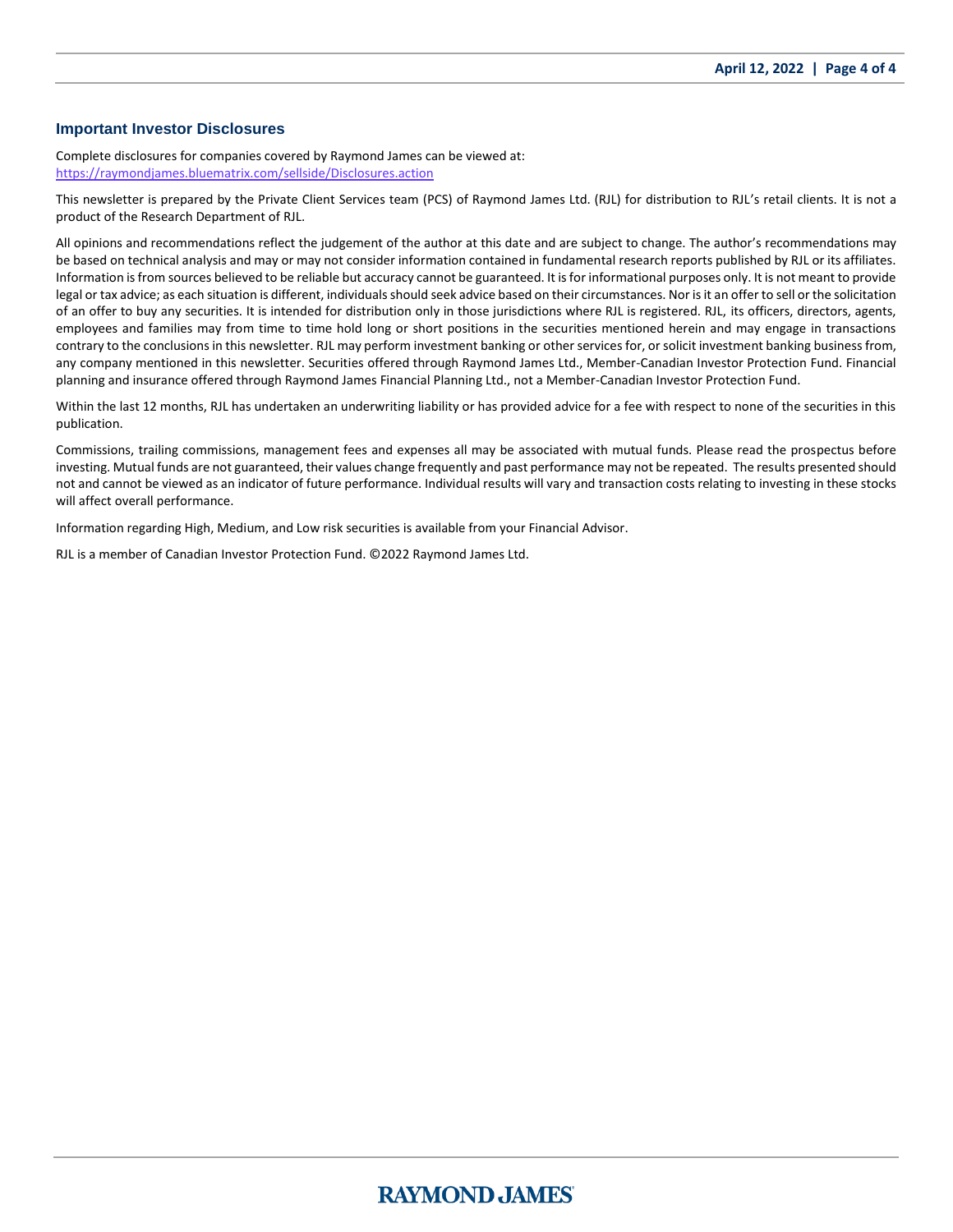## Important Investor Disclosures

Complete disclosures for companies covered by Raymond James can be viewed at:
https://raymondjames.bluematrix.com/sellside/Disclosures.action

This newsletter is prepared by the Private Client Services team (PCS) of Raymond James Ltd. (RJL) for distribution to RJL's retail clients. It is not a product of the Research Department of RJL.

All opinions and recommendations reflect the judgement of the author at this date and are subject to change. The author's recommendations may be based on technical analysis and may or may not consider information contained in fundamental research reports published by RJL or its affiliates. Information is from sources believed to be reliable but accuracy cannot be guaranteed. It is for informational purposes only. It is not meant to provide legal or tax advice; as each situation is different, individuals should seek advice based on their circumstances. Nor is it an offer to sell or the solicitation of an offer to buy any securities. It is intended for distribution only in those jurisdictions where RJL is registered. RJL, its officers, directors, agents, employees and families may from time to time hold long or short positions in the securities mentioned herein and may engage in transactions contrary to the conclusions in this newsletter. RJL may perform investment banking or other services for, or solicit investment banking business from, any company mentioned in this newsletter. Securities offered through Raymond James Ltd., Member-Canadian Investor Protection Fund. Financial planning and insurance offered through Raymond James Financial Planning Ltd., not a Member-Canadian Investor Protection Fund.

Within the last 12 months, RJL has undertaken an underwriting liability or has provided advice for a fee with respect to none of the securities in this publication.

Commissions, trailing commissions, management fees and expenses all may be associated with mutual funds. Please read the prospectus before investing. Mutual funds are not guaranteed, their values change frequently and past performance may not be repeated. The results presented should not and cannot be viewed as an indicator of future performance. Individual results will vary and transaction costs relating to investing in these stocks will affect overall performance.

Information regarding High, Medium, and Low risk securities is available from your Financial Advisor.

RJL is a member of Canadian Investor Protection Fund. ©2022 Raymond James Ltd.